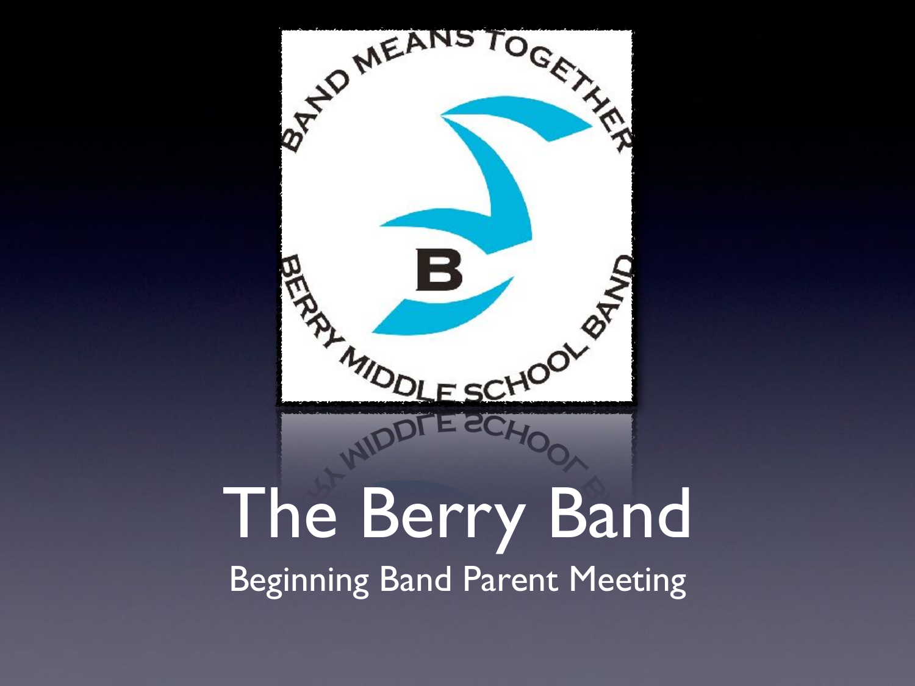# The Berry Band

Beginning Band Parent Meeting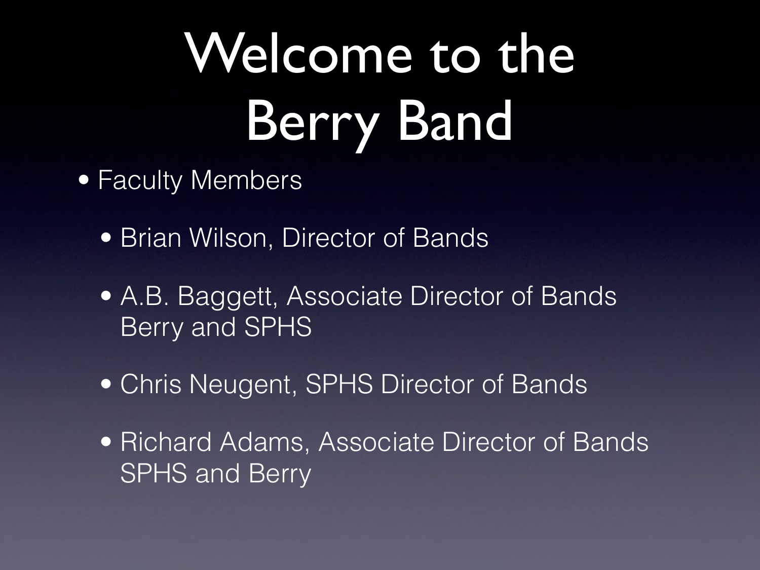# Welcome to the Berry Band

- Faculty Members
  - Brian Wilson, Director of Bands
  - A.B. Baggett, Associate Director of Bands Berry and SPHS
  - Chris Neugent, SPHS Director of Bands
  - Richard Adams, Associate Director of Bands SPHS and Berry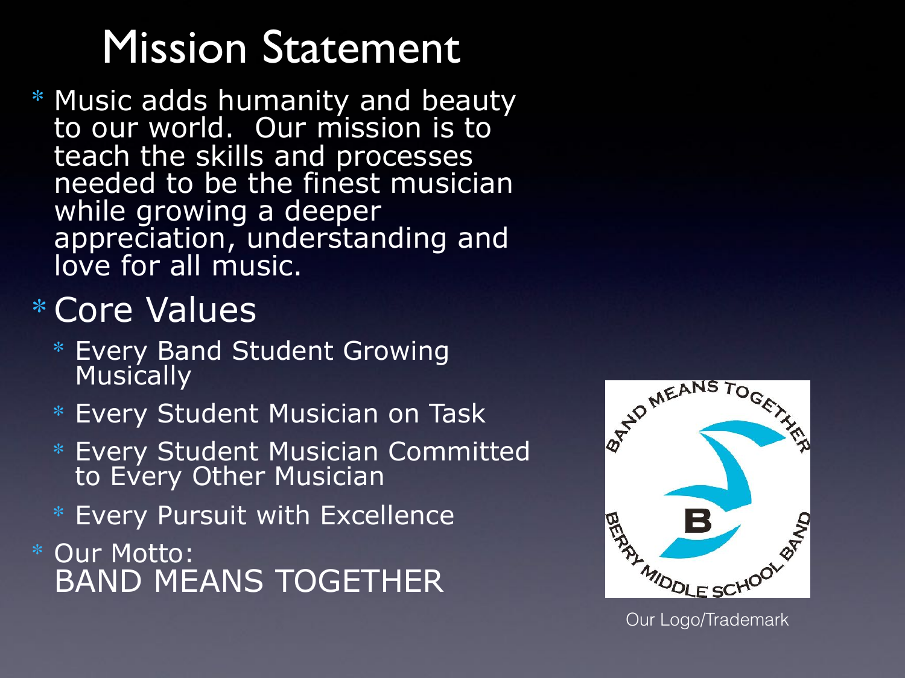# Mission Statement

* Music adds humanity and beauty to our world. Our mission is to teach the skills and processes needed to be the finest musician while growing a deeper appreciation, understanding and love for all music.
* Core Values
  * Every Band Student Growing Musically
  * Every Student Musician on Task
  * Every Student Musician Committed to Every Other Musician
  * Every Pursuit with Excellence
* Our Motto:
  BAND MEANS TOGETHER

Our Logo/Trademark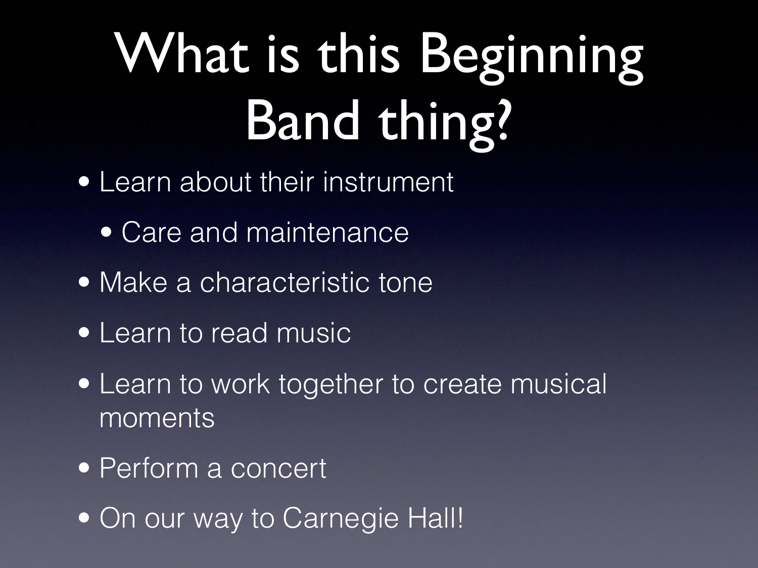# What is this Beginning Band thing?

- Learn about their instrument
  - Care and maintenance
- Make a characteristic tone
- Learn to read music
- Learn to work together to create musical moments
- Perform a concert
- On our way to Carnegie Hall!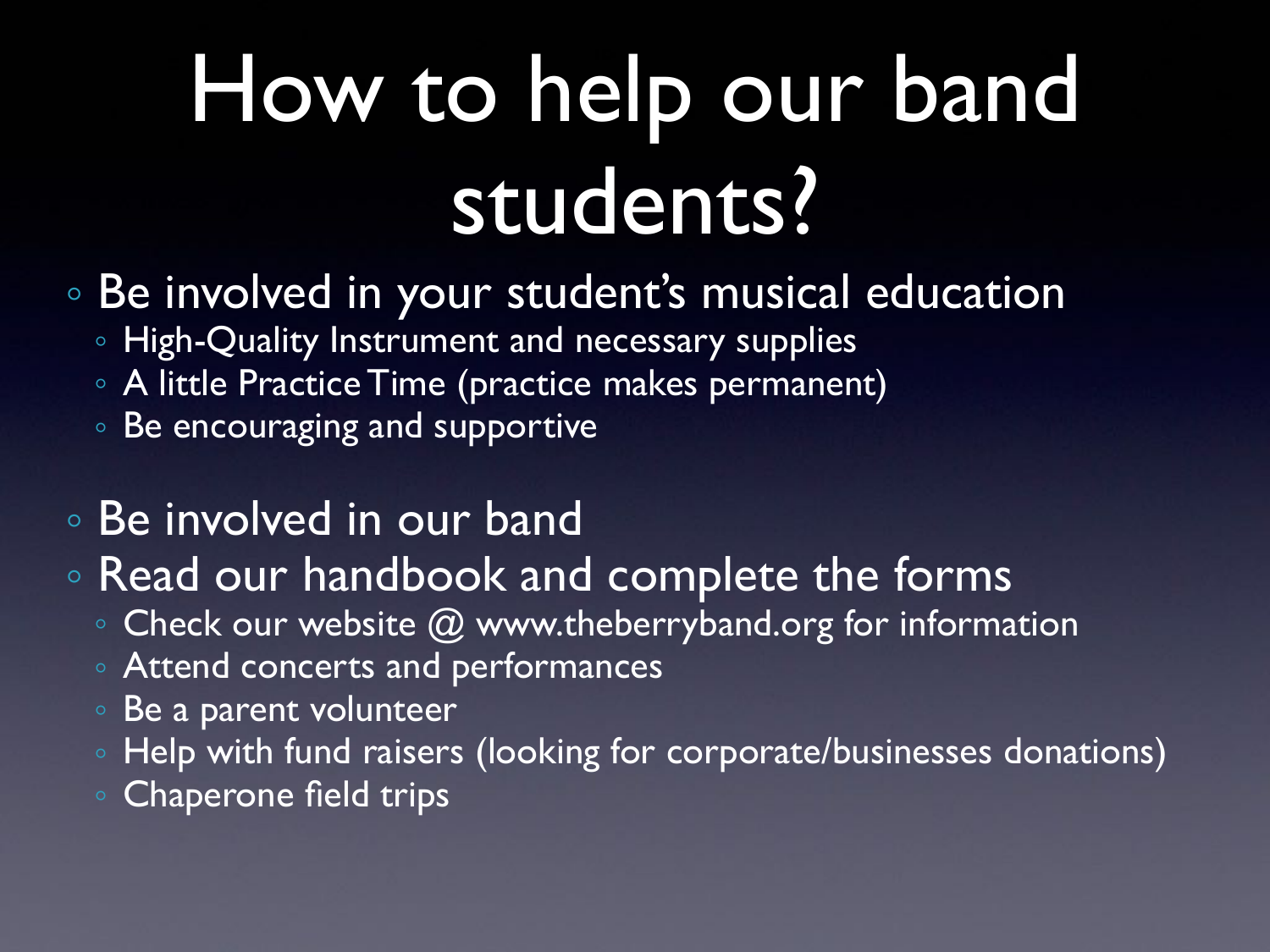# How to help our band students?

- Be involved in your student's musical education
  - High-Quality Instrument and necessary supplies
  - A little Practice Time (practice makes permanent)
  - Be encouraging and supportive

- Be involved in our band
- Read our handbook and complete the forms
  - Check our website @ www.theberryband.org for information
  - Attend concerts and performances
  - Be a parent volunteer
  - Help with fund raisers (looking for corporate/businesses donations)
  - Chaperone field trips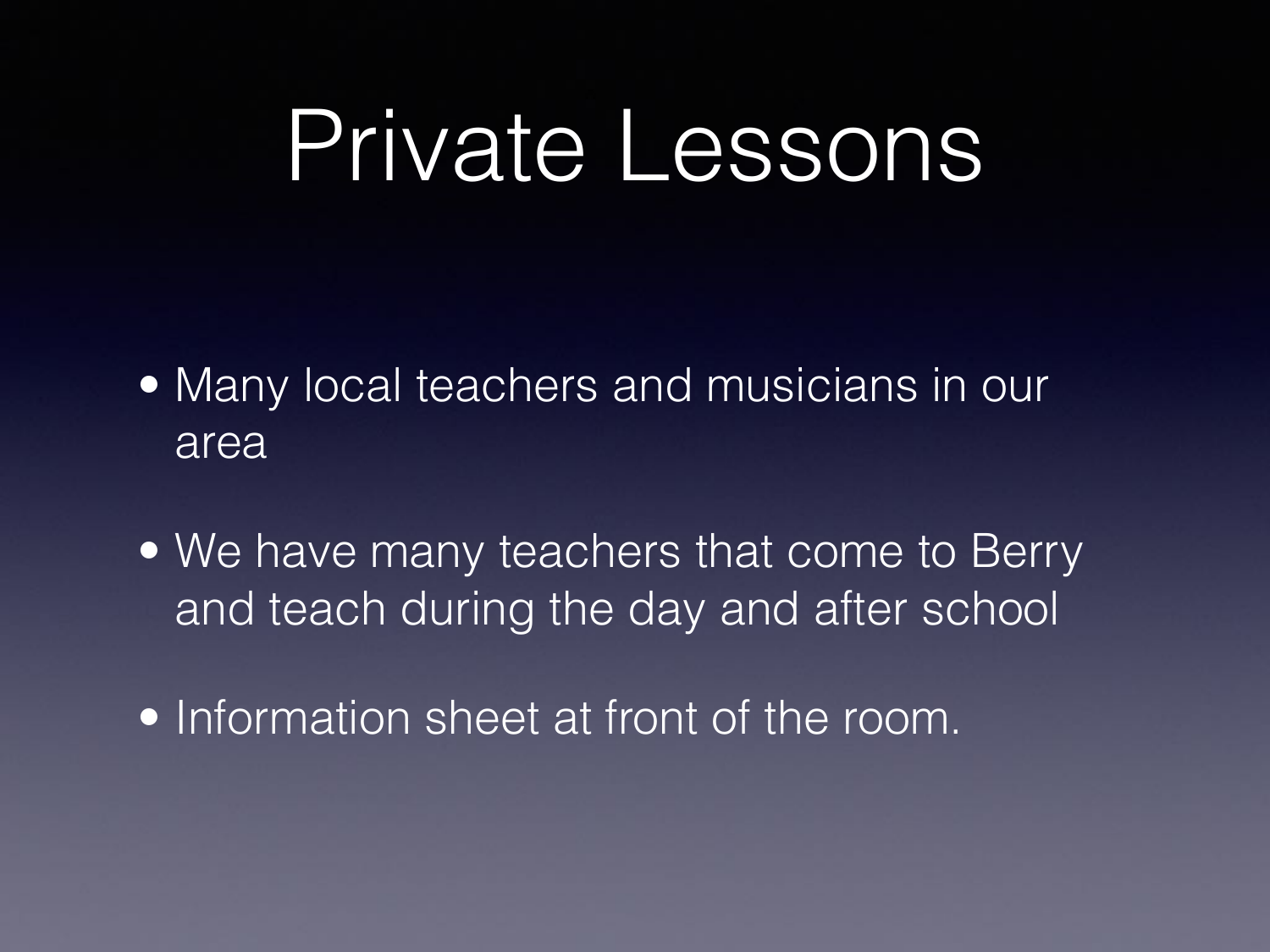# Private Lessons

- Many local teachers and musicians in our area
- We have many teachers that come to Berry and teach during the day and after school
- Information sheet at front of the room.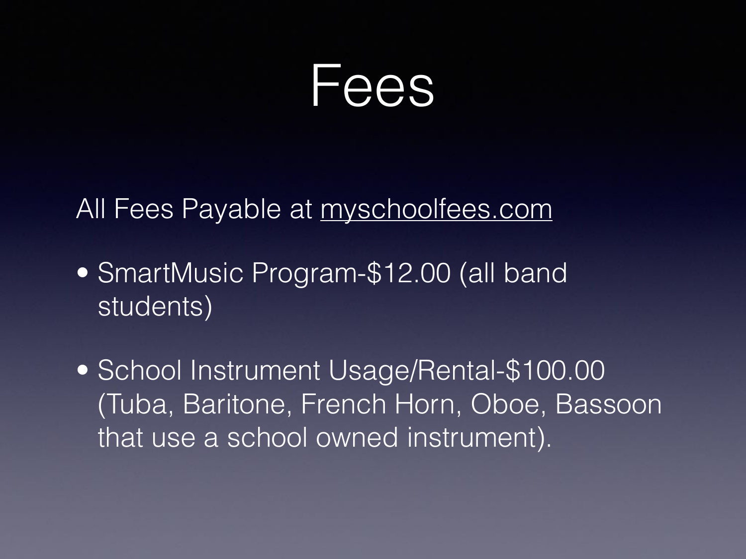# Fees

All Fees Payable at myschoolfees.com

- SmartMusic Program-$12.00 (all band students)
- School Instrument Usage/Rental-$100.00 (Tuba, Baritone, French Horn, Oboe, Bassoon that use a school owned instrument).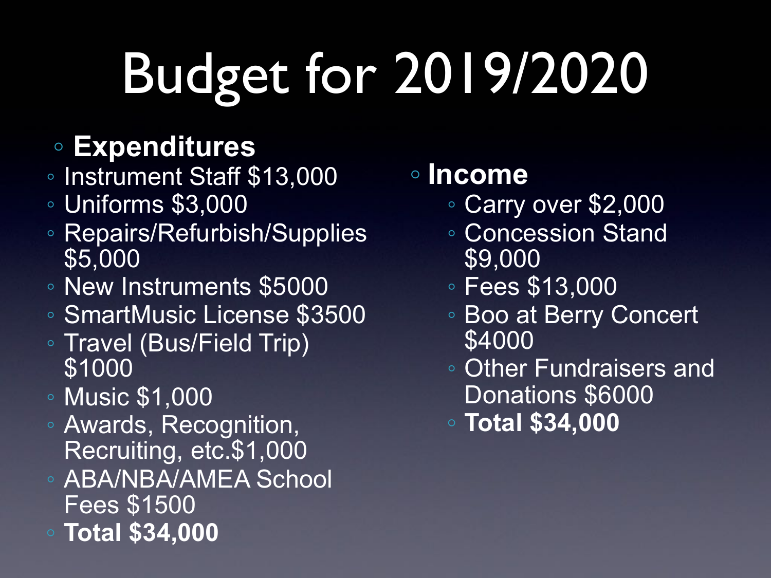# Budget for 2019/2020

- **Expenditures**
- Instrument Staff $13,000
- Uniforms $3,000
- Repairs/Refurbish/Supplies $5,000
- New Instruments $5000
- SmartMusic License $3500
- Travel (Bus/Field Trip) $1000
- Music $1,000
- Awards, Recognition, Recruiting, etc.$1,000
- ABA/NBA/AMEA School Fees $1500
- **Total $34,000**

- **Income**
  - Carry over $2,000
  - Concession Stand $9,000
  - Fees $13,000
  - Boo at Berry Concert $4000
  - Other Fundraisers and Donations $6000
  - **Total $34,000**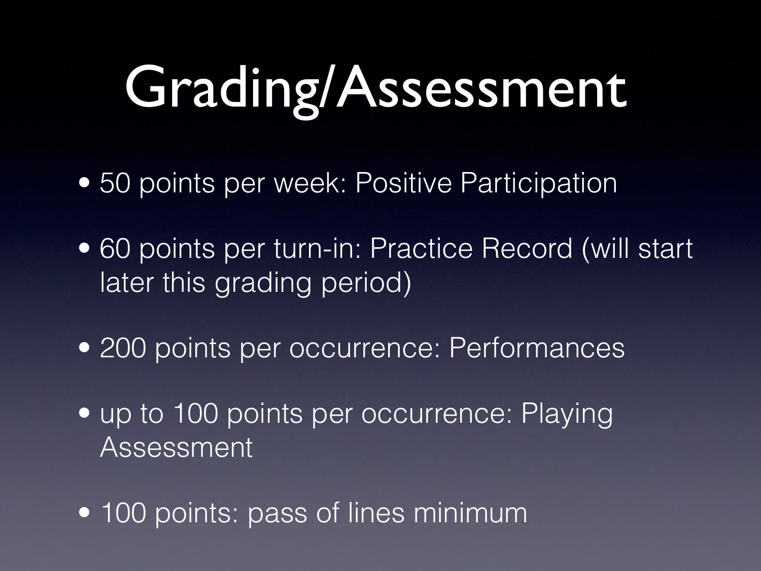# Grading/Assessment

- 50 points per week: Positive Participation
- 60 points per turn-in: Practice Record (will start later this grading period)
- 200 points per occurrence: Performances
- up to 100 points per occurrence: Playing Assessment
- 100 points: pass of lines minimum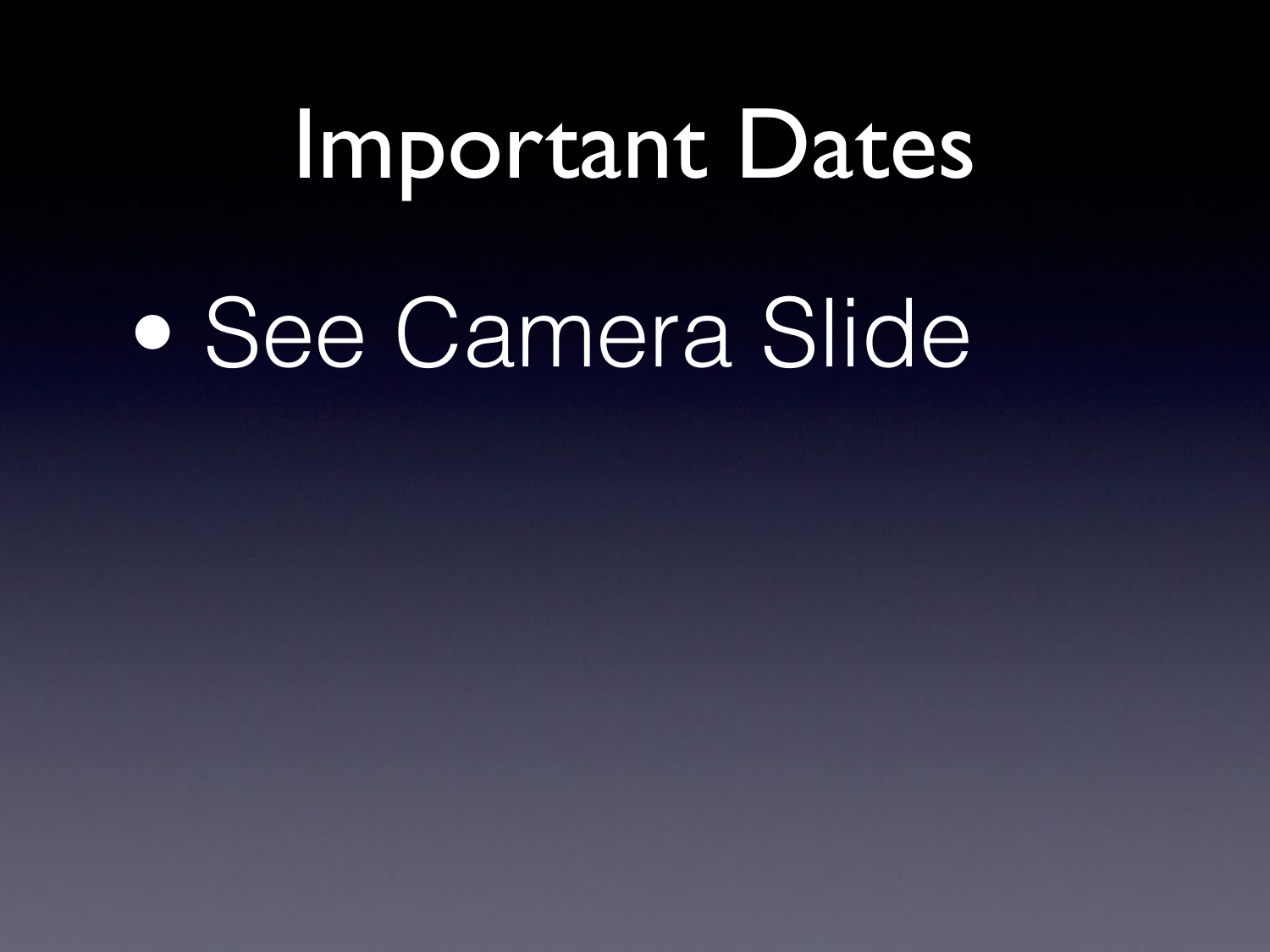# Important Dates

- See Camera Slide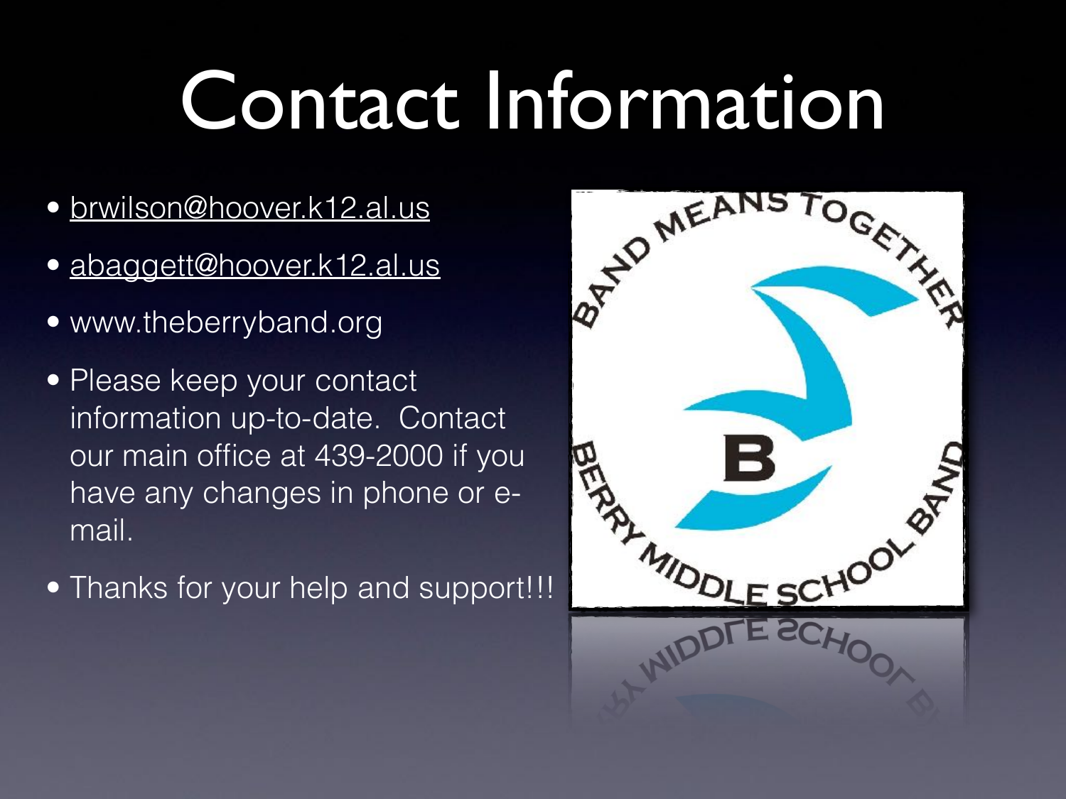# Contact Information

- brwilson@hoover.k12.al.us
- abaggett@hoover.k12.al.us
- www.theberryband.org
- Please keep your contact information up-to-date. Contact our main office at 439-2000 if you have any changes in phone or e-mail.
- Thanks for your help and support!!!